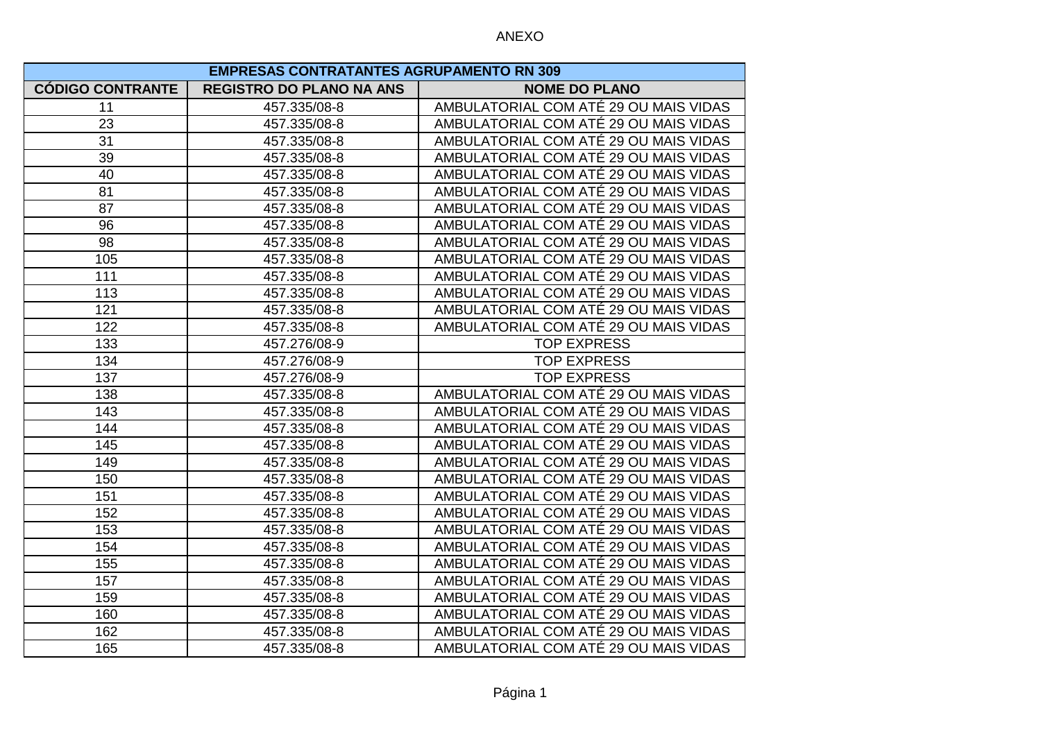ANEXO

| EMPRESAS CONTRATANTES AGRUPAMENTO RN 309 | | |
|---|---|---|
| **CÓDIGO CONTRANTE** | **REGISTRO DO PLANO NA ANS** | **NOME DO PLANO** |
| 11 | 457.335/08-8 | AMBULATORIAL COM ATÉ 29 OU MAIS VIDAS |
| 23 | 457.335/08-8 | AMBULATORIAL COM ATÉ 29 OU MAIS VIDAS |
| 31 | 457.335/08-8 | AMBULATORIAL COM ATÉ 29 OU MAIS VIDAS |
| 39 | 457.335/08-8 | AMBULATORIAL COM ATÉ 29 OU MAIS VIDAS |
| 40 | 457.335/08-8 | AMBULATORIAL COM ATÉ 29 OU MAIS VIDAS |
| 81 | 457.335/08-8 | AMBULATORIAL COM ATÉ 29 OU MAIS VIDAS |
| 87 | 457.335/08-8 | AMBULATORIAL COM ATÉ 29 OU MAIS VIDAS |
| 96 | 457.335/08-8 | AMBULATORIAL COM ATÉ 29 OU MAIS VIDAS |
| 98 | 457.335/08-8 | AMBULATORIAL COM ATÉ 29 OU MAIS VIDAS |
| 105 | 457.335/08-8 | AMBULATORIAL COM ATÉ 29 OU MAIS VIDAS |
| 111 | 457.335/08-8 | AMBULATORIAL COM ATÉ 29 OU MAIS VIDAS |
| 113 | 457.335/08-8 | AMBULATORIAL COM ATÉ 29 OU MAIS VIDAS |
| 121 | 457.335/08-8 | AMBULATORIAL COM ATÉ 29 OU MAIS VIDAS |
| 122 | 457.335/08-8 | AMBULATORIAL COM ATÉ 29 OU MAIS VIDAS |
| 133 | 457.276/08-9 | TOP EXPRESS |
| 134 | 457.276/08-9 | TOP EXPRESS |
| 137 | 457.276/08-9 | TOP EXPRESS |
| 138 | 457.335/08-8 | AMBULATORIAL COM ATÉ 29 OU MAIS VIDAS |
| 143 | 457.335/08-8 | AMBULATORIAL COM ATÉ 29 OU MAIS VIDAS |
| 144 | 457.335/08-8 | AMBULATORIAL COM ATÉ 29 OU MAIS VIDAS |
| 145 | 457.335/08-8 | AMBULATORIAL COM ATÉ 29 OU MAIS VIDAS |
| 149 | 457.335/08-8 | AMBULATORIAL COM ATÉ 29 OU MAIS VIDAS |
| 150 | 457.335/08-8 | AMBULATORIAL COM ATÉ 29 OU MAIS VIDAS |
| 151 | 457.335/08-8 | AMBULATORIAL COM ATÉ 29 OU MAIS VIDAS |
| 152 | 457.335/08-8 | AMBULATORIAL COM ATÉ 29 OU MAIS VIDAS |
| 153 | 457.335/08-8 | AMBULATORIAL COM ATÉ 29 OU MAIS VIDAS |
| 154 | 457.335/08-8 | AMBULATORIAL COM ATÉ 29 OU MAIS VIDAS |
| 155 | 457.335/08-8 | AMBULATORIAL COM ATÉ 29 OU MAIS VIDAS |
| 157 | 457.335/08-8 | AMBULATORIAL COM ATÉ 29 OU MAIS VIDAS |
| 159 | 457.335/08-8 | AMBULATORIAL COM ATÉ 29 OU MAIS VIDAS |
| 160 | 457.335/08-8 | AMBULATORIAL COM ATÉ 29 OU MAIS VIDAS |
| 162 | 457.335/08-8 | AMBULATORIAL COM ATÉ 29 OU MAIS VIDAS |
| 165 | 457.335/08-8 | AMBULATORIAL COM ATÉ 29 OU MAIS VIDAS |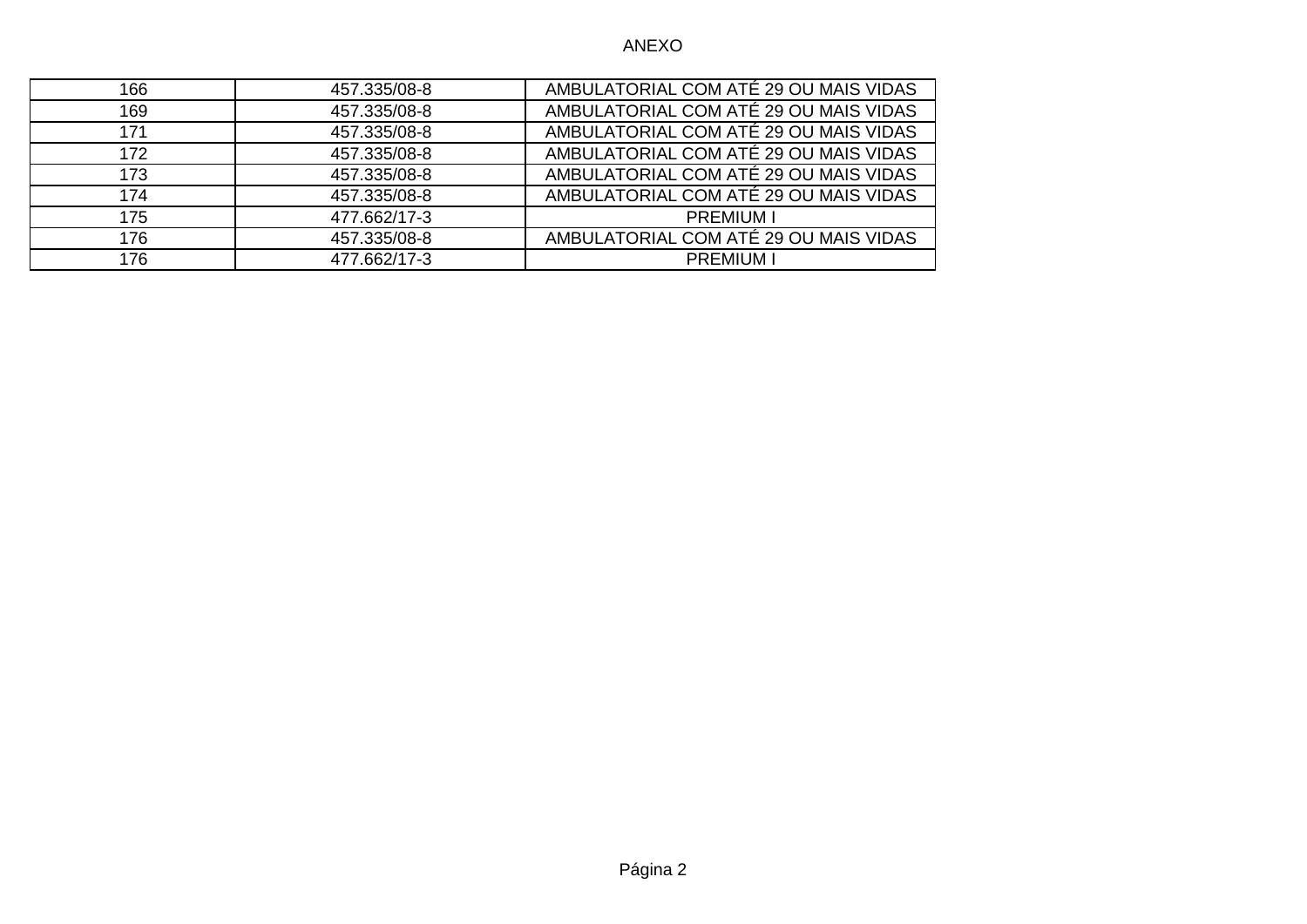ANEXO

| | | |
|---|---|---|
| 166 | 457.335/08-8 | AMBULATORIAL COM ATÉ 29 OU MAIS VIDAS |
| 169 | 457.335/08-8 | AMBULATORIAL COM ATÉ 29 OU MAIS VIDAS |
| 171 | 457.335/08-8 | AMBULATORIAL COM ATÉ 29 OU MAIS VIDAS |
| 172 | 457.335/08-8 | AMBULATORIAL COM ATÉ 29 OU MAIS VIDAS |
| 173 | 457.335/08-8 | AMBULATORIAL COM ATÉ 29 OU MAIS VIDAS |
| 174 | 457.335/08-8 | AMBULATORIAL COM ATÉ 29 OU MAIS VIDAS |
| 175 | 477.662/17-3 | PREMIUM I |
| 176 | 457.335/08-8 | AMBULATORIAL COM ATÉ 29 OU MAIS VIDAS |
| 176 | 477.662/17-3 | PREMIUM I |